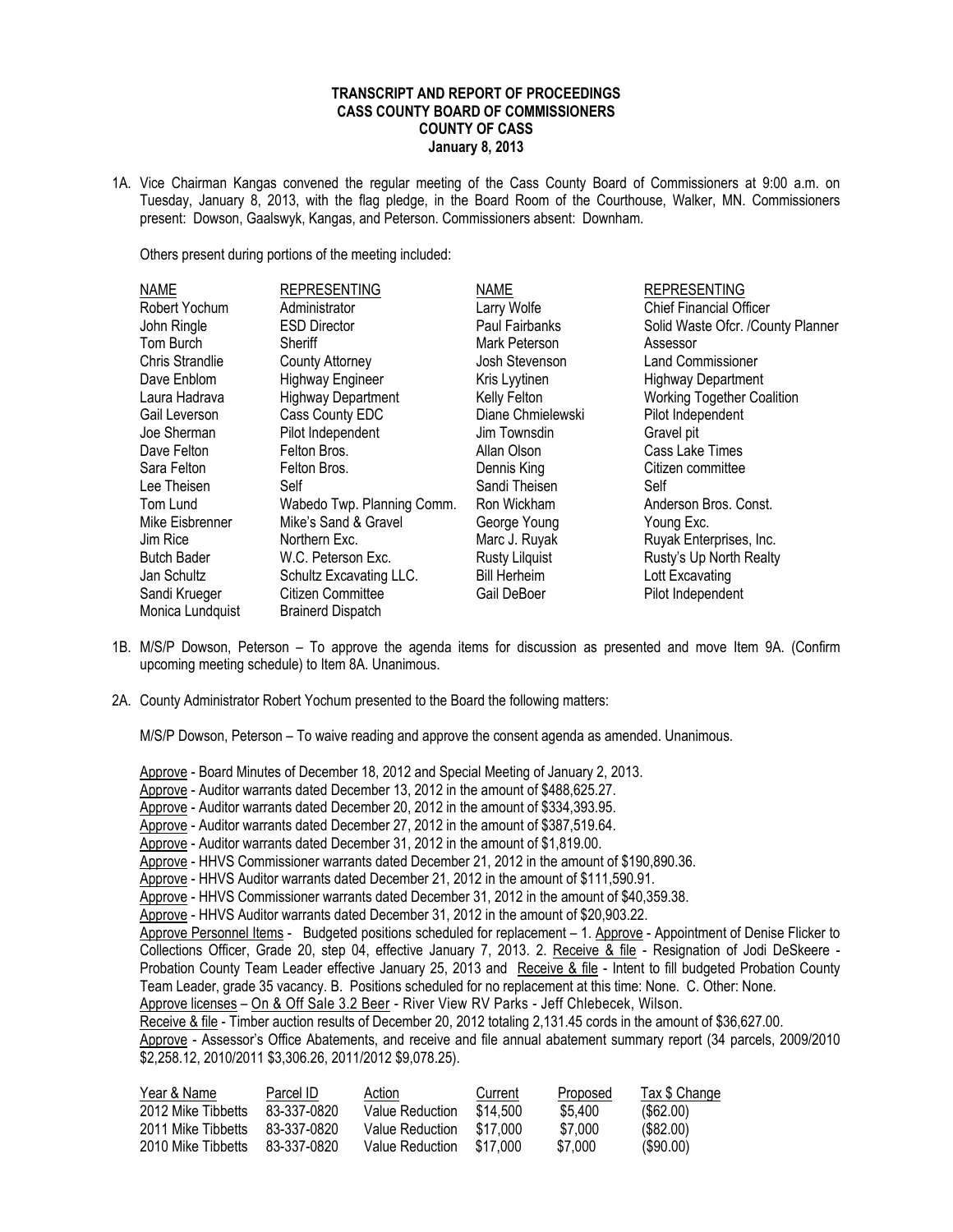**TRANSCRIPT AND REPORT OF PROCEEDINGS**
**CASS COUNTY BOARD OF COMMISSIONERS**
**COUNTY OF CASS**
**January 8, 2013**

1A. Vice Chairman Kangas convened the regular meeting of the Cass County Board of Commissioners at 9:00 a.m. on Tuesday, January 8, 2013, with the flag pledge, in the Board Room of the Courthouse, Walker, MN. Commissioners present: Dowson, Gaalswyk, Kangas, and Peterson. Commissioners absent: Downham.

Others present during portions of the meeting included:

| NAME | REPRESENTING | NAME | REPRESENTING |
|---|---|---|---|
| Robert Yochum | Administrator | Larry Wolfe | Chief Financial Officer |
| John Ringle | ESD Director | Paul Fairbanks | Solid Waste Ofcr. /County Planner |
| Tom Burch | Sheriff | Mark Peterson | Assessor |
| Chris Strandlie | County Attorney | Josh Stevenson | Land Commissioner |
| Dave Enblom | Highway Engineer | Kris Lyytinen | Highway Department |
| Laura Hadrava | Highway Department | Kelly Felton | Working Together Coalition |
| Gail Leverson | Cass County EDC | Diane Chmielewski | Pilot Independent |
| Joe Sherman | Pilot Independent | Jim Townsdin | Gravel pit |
| Dave Felton | Felton Bros. | Allan Olson | Cass Lake Times |
| Sara Felton | Felton Bros. | Dennis King | Citizen committee |
| Lee Theisen | Self | Sandi Theisen | Self |
| Tom Lund | Wabedo Twp. Planning Comm. | Ron Wickham | Anderson Bros. Const. |
| Mike Eisbrenner | Mike's Sand & Gravel | George Young | Young Exc. |
| Jim Rice | Northern Exc. | Marc J. Ruyak | Ruyak Enterprises, Inc. |
| Butch Bader | W.C. Peterson Exc. | Rusty Lilquist | Rusty's Up North Realty |
| Jan Schultz | Schultz Excavating LLC. | Bill Herheim | Lott Excavating |
| Sandi Krueger | Citizen Committee | Gail DeBoer | Pilot Independent |
| Monica Lundquist | Brainerd Dispatch | | |

1B. M/S/P Dowson, Peterson – To approve the agenda items for discussion as presented and move Item 9A. (Confirm upcoming meeting schedule) to Item 8A. Unanimous.

2A. County Administrator Robert Yochum presented to the Board the following matters:

M/S/P Dowson, Peterson – To waive reading and approve the consent agenda as amended. Unanimous.

Approve - Board Minutes of December 18, 2012 and Special Meeting of January 2, 2013.
Approve - Auditor warrants dated December 13, 2012 in the amount of $488,625.27.
Approve - Auditor warrants dated December 20, 2012 in the amount of $334,393.95.
Approve - Auditor warrants dated December 27, 2012 in the amount of $387,519.64.
Approve - Auditor warrants dated December 31, 2012 in the amount of $1,819.00.
Approve - HHVS Commissioner warrants dated December 21, 2012 in the amount of $190,890.36.
Approve - HHVS Auditor warrants dated December 21, 2012 in the amount of $111,590.91.
Approve - HHVS Commissioner warrants dated December 31, 2012 in the amount of $40,359.38.
Approve - HHVS Auditor warrants dated December 31, 2012 in the amount of $20,903.22.
Approve Personnel Items - Budgeted positions scheduled for replacement – 1. Approve - Appointment of Denise Flicker to Collections Officer, Grade 20, step 04, effective January 7, 2013. 2. Receive & file - Resignation of Jodi DeSkeere - Probation County Team Leader effective January 25, 2013 and Receive & file - Intent to fill budgeted Probation County Team Leader, grade 35 vacancy. B. Positions scheduled for no replacement at this time: None. C. Other: None.
Approve licenses – On & Off Sale 3.2 Beer - River View RV Parks - Jeff Chlebecek, Wilson.
Receive & file - Timber auction results of December 20, 2012 totaling 2,131.45 cords in the amount of $36,627.00.
Approve - Assessor's Office Abatements, and receive and file annual abatement summary report (34 parcels, 2009/2010 $2,258.12, 2010/2011 $3,306.26, 2011/2012 $9,078.25).

| Year & Name | Parcel ID | Action | Current | Proposed | Tax $ Change |
|---|---|---|---|---|---|
| 2012 Mike Tibbetts | 83-337-0820 | Value Reduction | $14,500 | $5,400 | ($62.00) |
| 2011 Mike Tibbetts | 83-337-0820 | Value Reduction | $17,000 | $7,000 | ($82.00) |
| 2010 Mike Tibbetts | 83-337-0820 | Value Reduction | $17,000 | $7,000 | ($90.00) |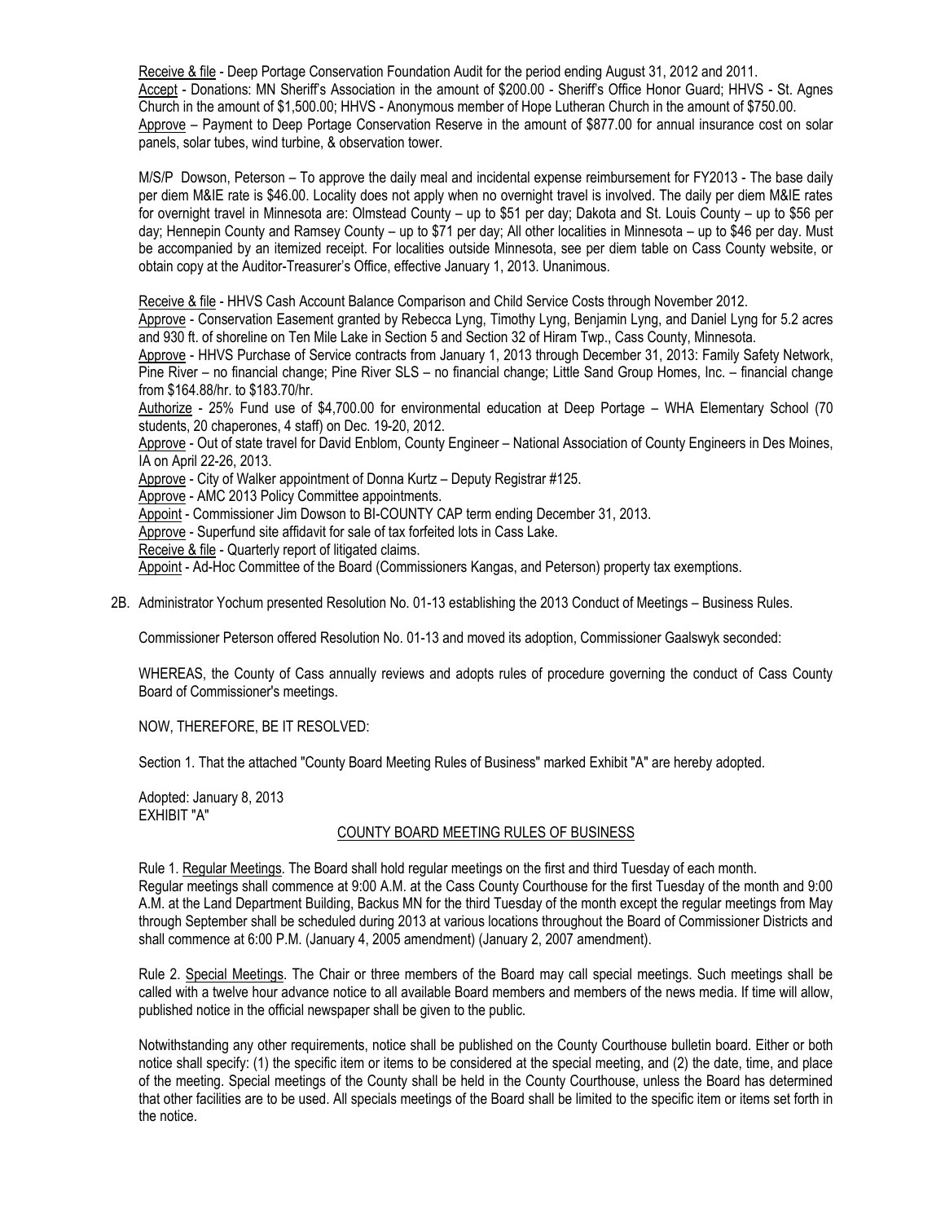Receive & file - Deep Portage Conservation Foundation Audit for the period ending August 31, 2012 and 2011.
Accept - Donations: MN Sheriff's Association in the amount of $200.00 - Sheriff's Office Honor Guard; HHVS - St. Agnes Church in the amount of $1,500.00; HHVS - Anonymous member of Hope Lutheran Church in the amount of $750.00.
Approve – Payment to Deep Portage Conservation Reserve in the amount of $877.00 for annual insurance cost on solar panels, solar tubes, wind turbine, & observation tower.

M/S/P Dowson, Peterson – To approve the daily meal and incidental expense reimbursement for FY2013 - The base daily per diem M&IE rate is $46.00. Locality does not apply when no overnight travel is involved. The daily per diem M&IE rates for overnight travel in Minnesota are: Olmstead County – up to $51 per day; Dakota and St. Louis County – up to $56 per day; Hennepin County and Ramsey County – up to $71 per day; All other localities in Minnesota – up to $46 per day. Must be accompanied by an itemized receipt. For localities outside Minnesota, see per diem table on Cass County website, or obtain copy at the Auditor-Treasurer's Office, effective January 1, 2013. Unanimous.

Receive & file - HHVS Cash Account Balance Comparison and Child Service Costs through November 2012.
Approve - Conservation Easement granted by Rebecca Lyng, Timothy Lyng, Benjamin Lyng, and Daniel Lyng for 5.2 acres and 930 ft. of shoreline on Ten Mile Lake in Section 5 and Section 32 of Hiram Twp., Cass County, Minnesota.
Approve - HHVS Purchase of Service contracts from January 1, 2013 through December 31, 2013: Family Safety Network, Pine River – no financial change; Pine River SLS – no financial change; Little Sand Group Homes, Inc. – financial change from $164.88/hr. to $183.70/hr.
Authorize - 25% Fund use of $4,700.00 for environmental education at Deep Portage – WHA Elementary School (70 students, 20 chaperones, 4 staff) on Dec. 19-20, 2012.
Approve - Out of state travel for David Enblom, County Engineer – National Association of County Engineers in Des Moines, IA on April 22-26, 2013.
Approve - City of Walker appointment of Donna Kurtz – Deputy Registrar #125.
Approve - AMC 2013 Policy Committee appointments.
Appoint - Commissioner Jim Dowson to BI-COUNTY CAP term ending December 31, 2013.
Approve - Superfund site affidavit for sale of tax forfeited lots in Cass Lake.
Receive & file - Quarterly report of litigated claims.
Appoint - Ad-Hoc Committee of the Board (Commissioners Kangas, and Peterson) property tax exemptions.

2B. Administrator Yochum presented Resolution No. 01-13 establishing the 2013 Conduct of Meetings – Business Rules.

Commissioner Peterson offered Resolution No. 01-13 and moved its adoption, Commissioner Gaalswyk seconded:

WHEREAS, the County of Cass annually reviews and adopts rules of procedure governing the conduct of Cass County Board of Commissioner's meetings.

NOW, THEREFORE, BE IT RESOLVED:

Section 1. That the attached "County Board Meeting Rules of Business" marked Exhibit "A" are hereby adopted.

Adopted: January 8, 2013
EXHIBIT "A"

COUNTY BOARD MEETING RULES OF BUSINESS

Rule 1. Regular Meetings. The Board shall hold regular meetings on the first and third Tuesday of each month. Regular meetings shall commence at 9:00 A.M. at the Cass County Courthouse for the first Tuesday of the month and 9:00 A.M. at the Land Department Building, Backus MN for the third Tuesday of the month except the regular meetings from May through September shall be scheduled during 2013 at various locations throughout the Board of Commissioner Districts and shall commence at 6:00 P.M. (January 4, 2005 amendment) (January 2, 2007 amendment).

Rule 2. Special Meetings. The Chair or three members of the Board may call special meetings. Such meetings shall be called with a twelve hour advance notice to all available Board members and members of the news media. If time will allow, published notice in the official newspaper shall be given to the public.

Notwithstanding any other requirements, notice shall be published on the County Courthouse bulletin board. Either or both notice shall specify: (1) the specific item or items to be considered at the special meeting, and (2) the date, time, and place of the meeting. Special meetings of the County shall be held in the County Courthouse, unless the Board has determined that other facilities are to be used. All specials meetings of the Board shall be limited to the specific item or items set forth in the notice.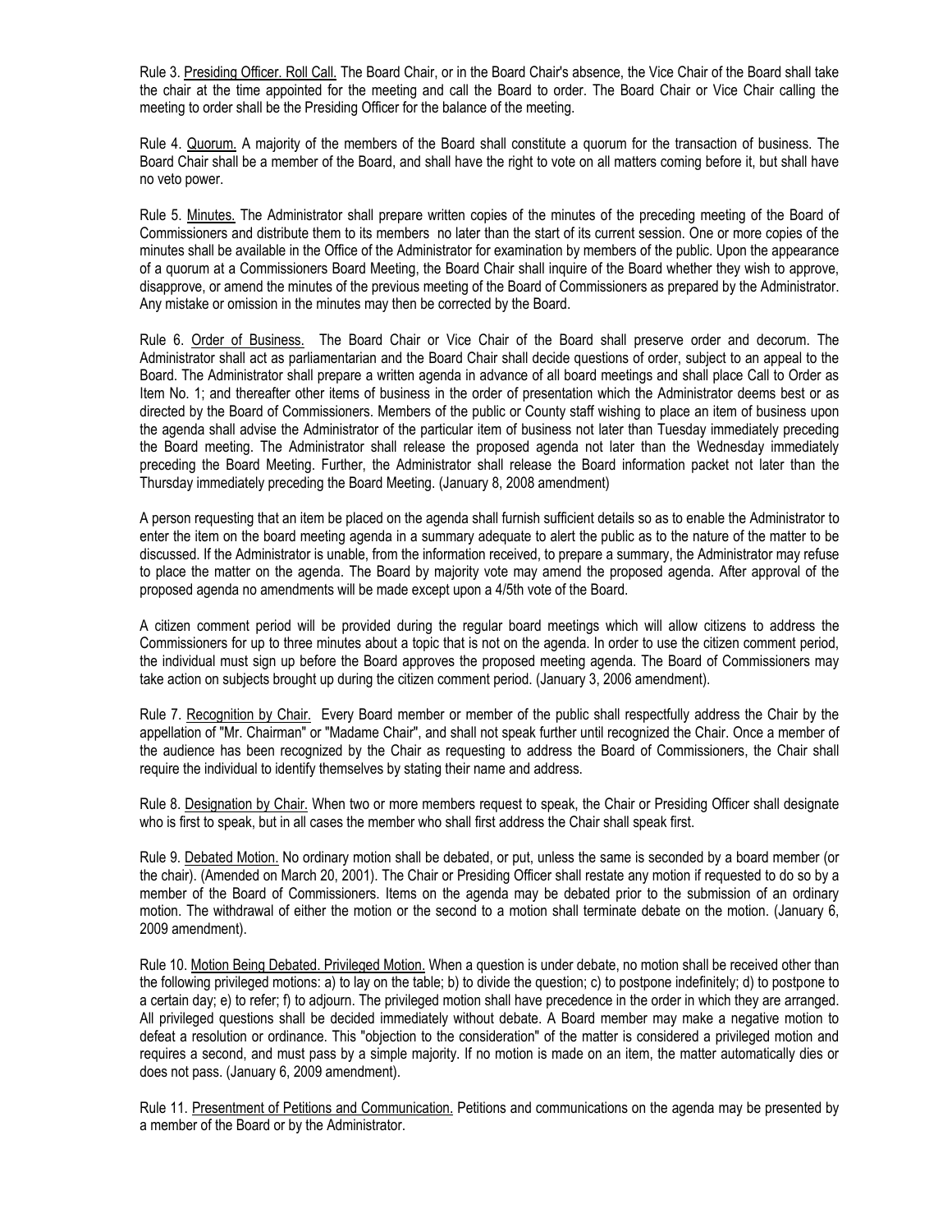Rule 3. Presiding Officer. Roll Call. The Board Chair, or in the Board Chair's absence, the Vice Chair of the Board shall take the chair at the time appointed for the meeting and call the Board to order. The Board Chair or Vice Chair calling the meeting to order shall be the Presiding Officer for the balance of the meeting.

Rule 4. Quorum. A majority of the members of the Board shall constitute a quorum for the transaction of business. The Board Chair shall be a member of the Board, and shall have the right to vote on all matters coming before it, but shall have no veto power.

Rule 5. Minutes. The Administrator shall prepare written copies of the minutes of the preceding meeting of the Board of Commissioners and distribute them to its members no later than the start of its current session. One or more copies of the minutes shall be available in the Office of the Administrator for examination by members of the public. Upon the appearance of a quorum at a Commissioners Board Meeting, the Board Chair shall inquire of the Board whether they wish to approve, disapprove, or amend the minutes of the previous meeting of the Board of Commissioners as prepared by the Administrator. Any mistake or omission in the minutes may then be corrected by the Board.

Rule 6. Order of Business. The Board Chair or Vice Chair of the Board shall preserve order and decorum. The Administrator shall act as parliamentarian and the Board Chair shall decide questions of order, subject to an appeal to the Board. The Administrator shall prepare a written agenda in advance of all board meetings and shall place Call to Order as Item No. 1; and thereafter other items of business in the order of presentation which the Administrator deems best or as directed by the Board of Commissioners. Members of the public or County staff wishing to place an item of business upon the agenda shall advise the Administrator of the particular item of business not later than Tuesday immediately preceding the Board meeting. The Administrator shall release the proposed agenda not later than the Wednesday immediately preceding the Board Meeting. Further, the Administrator shall release the Board information packet not later than the Thursday immediately preceding the Board Meeting. (January 8, 2008 amendment)

A person requesting that an item be placed on the agenda shall furnish sufficient details so as to enable the Administrator to enter the item on the board meeting agenda in a summary adequate to alert the public as to the nature of the matter to be discussed. If the Administrator is unable, from the information received, to prepare a summary, the Administrator may refuse to place the matter on the agenda. The Board by majority vote may amend the proposed agenda. After approval of the proposed agenda no amendments will be made except upon a 4/5th vote of the Board.

A citizen comment period will be provided during the regular board meetings which will allow citizens to address the Commissioners for up to three minutes about a topic that is not on the agenda. In order to use the citizen comment period, the individual must sign up before the Board approves the proposed meeting agenda. The Board of Commissioners may take action on subjects brought up during the citizen comment period. (January 3, 2006 amendment).

Rule 7. Recognition by Chair. Every Board member or member of the public shall respectfully address the Chair by the appellation of "Mr. Chairman" or "Madame Chair", and shall not speak further until recognized the Chair. Once a member of the audience has been recognized by the Chair as requesting to address the Board of Commissioners, the Chair shall require the individual to identify themselves by stating their name and address.

Rule 8. Designation by Chair. When two or more members request to speak, the Chair or Presiding Officer shall designate who is first to speak, but in all cases the member who shall first address the Chair shall speak first.

Rule 9. Debated Motion. No ordinary motion shall be debated, or put, unless the same is seconded by a board member (or the chair). (Amended on March 20, 2001). The Chair or Presiding Officer shall restate any motion if requested to do so by a member of the Board of Commissioners. Items on the agenda may be debated prior to the submission of an ordinary motion. The withdrawal of either the motion or the second to a motion shall terminate debate on the motion. (January 6, 2009 amendment).

Rule 10. Motion Being Debated. Privileged Motion. When a question is under debate, no motion shall be received other than the following privileged motions: a) to lay on the table; b) to divide the question; c) to postpone indefinitely; d) to postpone to a certain day; e) to refer; f) to adjourn. The privileged motion shall have precedence in the order in which they are arranged. All privileged questions shall be decided immediately without debate. A Board member may make a negative motion to defeat a resolution or ordinance. This "objection to the consideration" of the matter is considered a privileged motion and requires a second, and must pass by a simple majority. If no motion is made on an item, the matter automatically dies or does not pass. (January 6, 2009 amendment).

Rule 11. Presentment of Petitions and Communication. Petitions and communications on the agenda may be presented by a member of the Board or by the Administrator.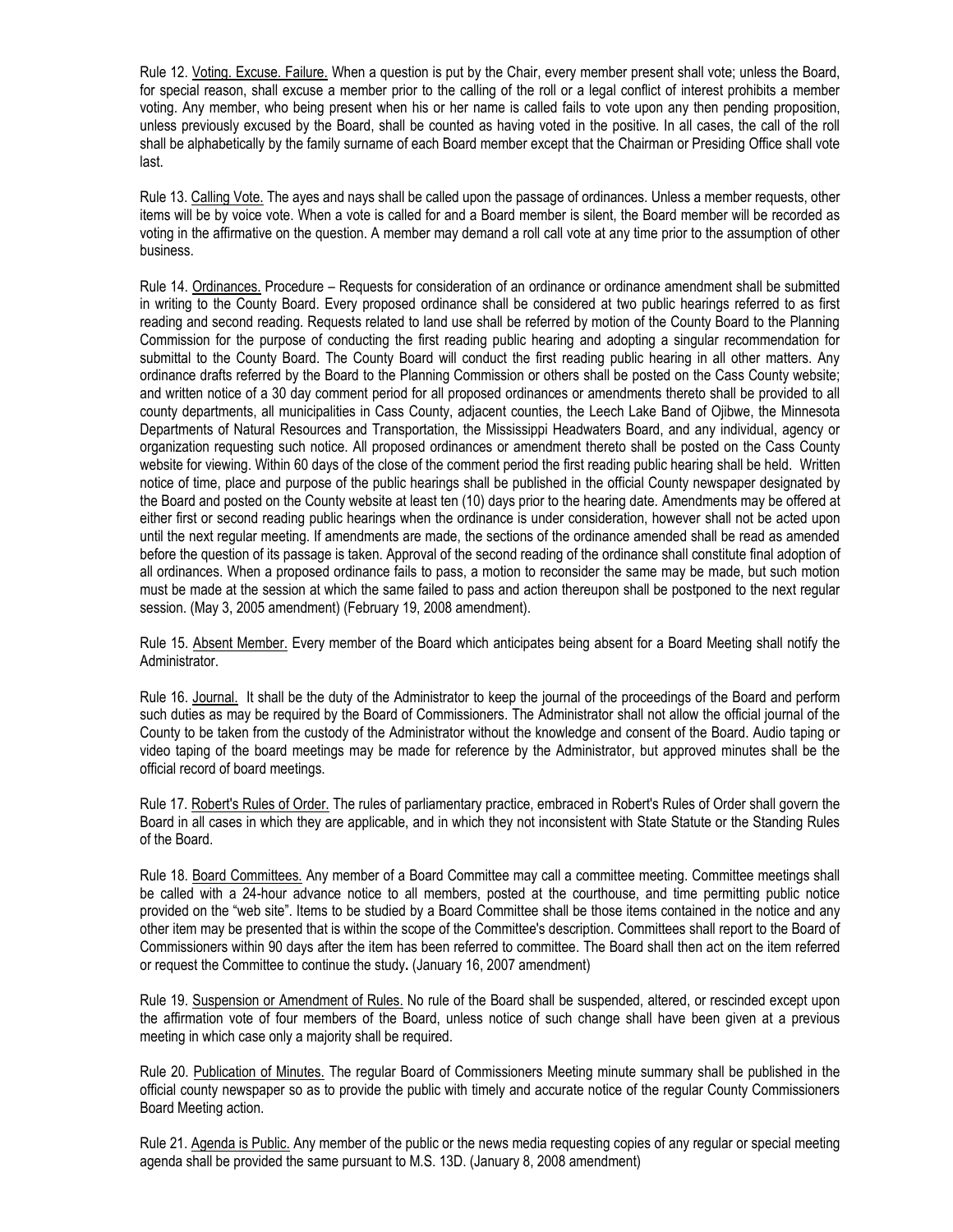Rule 12. Voting. Excuse. Failure. When a question is put by the Chair, every member present shall vote; unless the Board, for special reason, shall excuse a member prior to the calling of the roll or a legal conflict of interest prohibits a member voting. Any member, who being present when his or her name is called fails to vote upon any then pending proposition, unless previously excused by the Board, shall be counted as having voted in the positive. In all cases, the call of the roll shall be alphabetically by the family surname of each Board member except that the Chairman or Presiding Office shall vote last.

Rule 13. Calling Vote. The ayes and nays shall be called upon the passage of ordinances. Unless a member requests, other items will be by voice vote. When a vote is called for and a Board member is silent, the Board member will be recorded as voting in the affirmative on the question. A member may demand a roll call vote at any time prior to the assumption of other business.

Rule 14. Ordinances. Procedure – Requests for consideration of an ordinance or ordinance amendment shall be submitted in writing to the County Board. Every proposed ordinance shall be considered at two public hearings referred to as first reading and second reading. Requests related to land use shall be referred by motion of the County Board to the Planning Commission for the purpose of conducting the first reading public hearing and adopting a singular recommendation for submittal to the County Board. The County Board will conduct the first reading public hearing in all other matters. Any ordinance drafts referred by the Board to the Planning Commission or others shall be posted on the Cass County website; and written notice of a 30 day comment period for all proposed ordinances or amendments thereto shall be provided to all county departments, all municipalities in Cass County, adjacent counties, the Leech Lake Band of Ojibwe, the Minnesota Departments of Natural Resources and Transportation, the Mississippi Headwaters Board, and any individual, agency or organization requesting such notice. All proposed ordinances or amendment thereto shall be posted on the Cass County website for viewing. Within 60 days of the close of the comment period the first reading public hearing shall be held. Written notice of time, place and purpose of the public hearings shall be published in the official County newspaper designated by the Board and posted on the County website at least ten (10) days prior to the hearing date. Amendments may be offered at either first or second reading public hearings when the ordinance is under consideration, however shall not be acted upon until the next regular meeting. If amendments are made, the sections of the ordinance amended shall be read as amended before the question of its passage is taken. Approval of the second reading of the ordinance shall constitute final adoption of all ordinances. When a proposed ordinance fails to pass, a motion to reconsider the same may be made, but such motion must be made at the session at which the same failed to pass and action thereupon shall be postponed to the next regular session. (May 3, 2005 amendment) (February 19, 2008 amendment).

Rule 15. Absent Member. Every member of the Board which anticipates being absent for a Board Meeting shall notify the Administrator.

Rule 16. Journal. It shall be the duty of the Administrator to keep the journal of the proceedings of the Board and perform such duties as may be required by the Board of Commissioners. The Administrator shall not allow the official journal of the County to be taken from the custody of the Administrator without the knowledge and consent of the Board. Audio taping or video taping of the board meetings may be made for reference by the Administrator, but approved minutes shall be the official record of board meetings.

Rule 17. Robert's Rules of Order. The rules of parliamentary practice, embraced in Robert's Rules of Order shall govern the Board in all cases in which they are applicable, and in which they not inconsistent with State Statute or the Standing Rules of the Board.

Rule 18. Board Committees. Any member of a Board Committee may call a committee meeting. Committee meetings shall be called with a 24-hour advance notice to all members, posted at the courthouse, and time permitting public notice provided on the "web site". Items to be studied by a Board Committee shall be those items contained in the notice and any other item may be presented that is within the scope of the Committee's description. Committees shall report to the Board of Commissioners within 90 days after the item has been referred to committee. The Board shall then act on the item referred or request the Committee to continue the study**.** (January 16, 2007 amendment)

Rule 19. Suspension or Amendment of Rules. No rule of the Board shall be suspended, altered, or rescinded except upon the affirmation vote of four members of the Board, unless notice of such change shall have been given at a previous meeting in which case only a majority shall be required.

Rule 20. Publication of Minutes. The regular Board of Commissioners Meeting minute summary shall be published in the official county newspaper so as to provide the public with timely and accurate notice of the regular County Commissioners Board Meeting action.

Rule 21. Agenda is Public. Any member of the public or the news media requesting copies of any regular or special meeting agenda shall be provided the same pursuant to M.S. 13D. (January 8, 2008 amendment)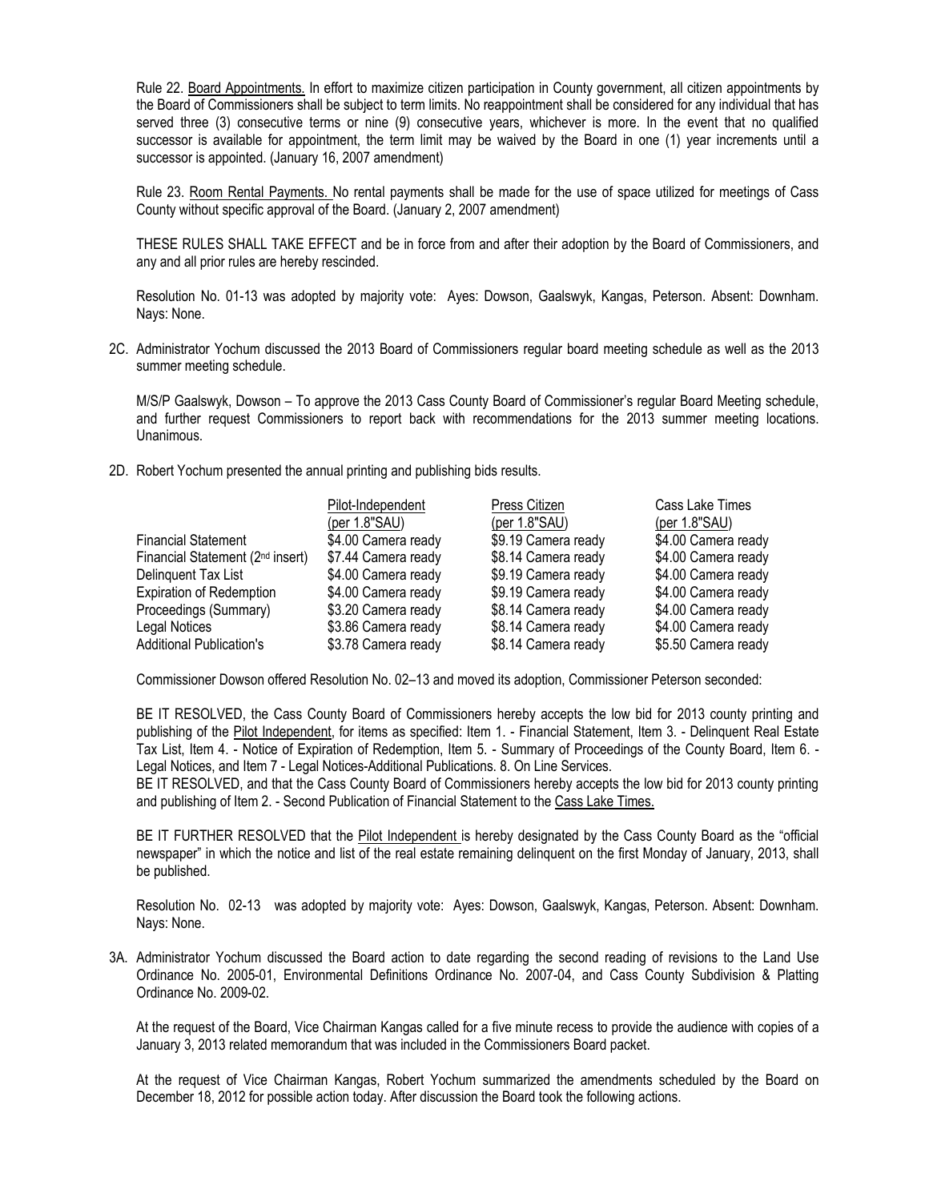Rule 22. Board Appointments. In effort to maximize citizen participation in County government, all citizen appointments by the Board of Commissioners shall be subject to term limits. No reappointment shall be considered for any individual that has served three (3) consecutive terms or nine (9) consecutive years, whichever is more. In the event that no qualified successor is available for appointment, the term limit may be waived by the Board in one (1) year increments until a successor is appointed. (January 16, 2007 amendment)

Rule 23. Room Rental Payments. No rental payments shall be made for the use of space utilized for meetings of Cass County without specific approval of the Board. (January 2, 2007 amendment)

THESE RULES SHALL TAKE EFFECT and be in force from and after their adoption by the Board of Commissioners, and any and all prior rules are hereby rescinded.

Resolution No. 01-13 was adopted by majority vote: Ayes: Dowson, Gaalswyk, Kangas, Peterson. Absent: Downham. Nays: None.

2C. Administrator Yochum discussed the 2013 Board of Commissioners regular board meeting schedule as well as the 2013 summer meeting schedule.

M/S/P Gaalswyk, Dowson – To approve the 2013 Cass County Board of Commissioner's regular Board Meeting schedule, and further request Commissioners to report back with recommendations for the 2013 summer meeting locations. Unanimous.

2D. Robert Yochum presented the annual printing and publishing bids results.

| | Pilot-Independent (per 1.8"SAU) | Press Citizen (per 1.8"SAU) | Cass Lake Times (per 1.8"SAU) |
|---|---|---|---|
| Financial Statement | $4.00 Camera ready | $9.19 Camera ready | $4.00 Camera ready |
| Financial Statement (2nd insert) | $7.44 Camera ready | $8.14 Camera ready | $4.00 Camera ready |
| Delinquent Tax List | $4.00 Camera ready | $9.19 Camera ready | $4.00 Camera ready |
| Expiration of Redemption | $4.00 Camera ready | $9.19 Camera ready | $4.00 Camera ready |
| Proceedings (Summary) | $3.20 Camera ready | $8.14 Camera ready | $4.00 Camera ready |
| Legal Notices | $3.86 Camera ready | $8.14 Camera ready | $4.00 Camera ready |
| Additional Publication's | $3.78 Camera ready | $8.14 Camera ready | $5.50 Camera ready |

Commissioner Dowson offered Resolution No. 02–13 and moved its adoption, Commissioner Peterson seconded:

BE IT RESOLVED, the Cass County Board of Commissioners hereby accepts the low bid for 2013 county printing and publishing of the Pilot Independent, for items as specified: Item 1. - Financial Statement, Item 3. - Delinquent Real Estate Tax List, Item 4. - Notice of Expiration of Redemption, Item 5. - Summary of Proceedings of the County Board, Item 6. - Legal Notices, and Item 7 - Legal Notices-Additional Publications. 8. On Line Services.

BE IT RESOLVED, and that the Cass County Board of Commissioners hereby accepts the low bid for 2013 county printing and publishing of Item 2. - Second Publication of Financial Statement to the Cass Lake Times.

BE IT FURTHER RESOLVED that the Pilot Independent is hereby designated by the Cass County Board as the "official newspaper" in which the notice and list of the real estate remaining delinquent on the first Monday of January, 2013, shall be published.

Resolution No. 02-13 was adopted by majority vote: Ayes: Dowson, Gaalswyk, Kangas, Peterson. Absent: Downham. Nays: None.

3A. Administrator Yochum discussed the Board action to date regarding the second reading of revisions to the Land Use Ordinance No. 2005-01, Environmental Definitions Ordinance No. 2007-04, and Cass County Subdivision & Platting Ordinance No. 2009-02.

At the request of the Board, Vice Chairman Kangas called for a five minute recess to provide the audience with copies of a January 3, 2013 related memorandum that was included in the Commissioners Board packet.

At the request of Vice Chairman Kangas, Robert Yochum summarized the amendments scheduled by the Board on December 18, 2012 for possible action today. After discussion the Board took the following actions.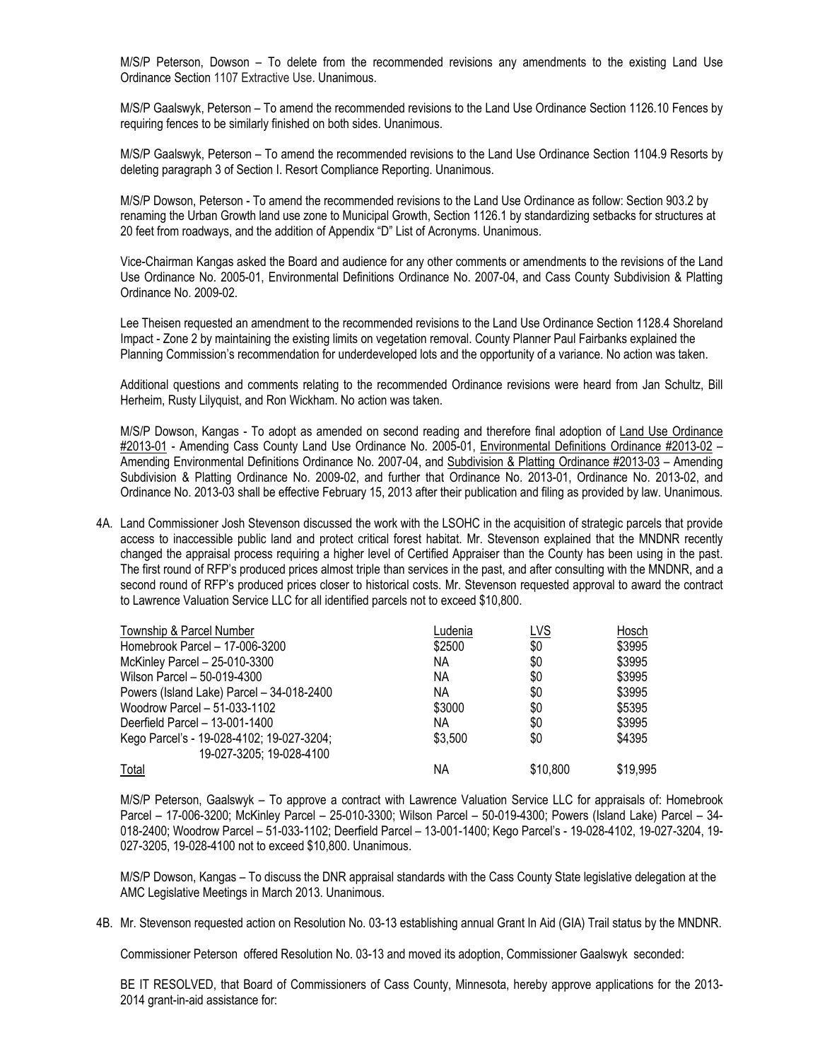M/S/P Peterson, Dowson – To delete from the recommended revisions any amendments to the existing Land Use Ordinance Section 1107 Extractive Use. Unanimous.

M/S/P Gaalswyk, Peterson – To amend the recommended revisions to the Land Use Ordinance Section 1126.10 Fences by requiring fences to be similarly finished on both sides. Unanimous.

M/S/P Gaalswyk, Peterson – To amend the recommended revisions to the Land Use Ordinance Section 1104.9 Resorts by deleting paragraph 3 of Section I. Resort Compliance Reporting. Unanimous.

M/S/P Dowson, Peterson - To amend the recommended revisions to the Land Use Ordinance as follow: Section 903.2 by renaming the Urban Growth land use zone to Municipal Growth, Section 1126.1 by standardizing setbacks for structures at 20 feet from roadways, and the addition of Appendix "D" List of Acronyms. Unanimous.

Vice-Chairman Kangas asked the Board and audience for any other comments or amendments to the revisions of the Land Use Ordinance No. 2005-01, Environmental Definitions Ordinance No. 2007-04, and Cass County Subdivision & Platting Ordinance No. 2009-02.

Lee Theisen requested an amendment to the recommended revisions to the Land Use Ordinance Section 1128.4 Shoreland Impact - Zone 2 by maintaining the existing limits on vegetation removal. County Planner Paul Fairbanks explained the Planning Commission's recommendation for underdeveloped lots and the opportunity of a variance. No action was taken.

Additional questions and comments relating to the recommended Ordinance revisions were heard from Jan Schultz, Bill Herheim, Rusty Lilyquist, and Ron Wickham. No action was taken.

M/S/P Dowson, Kangas - To adopt as amended on second reading and therefore final adoption of Land Use Ordinance #2013-01 - Amending Cass County Land Use Ordinance No. 2005-01, Environmental Definitions Ordinance #2013-02 – Amending Environmental Definitions Ordinance No. 2007-04, and Subdivision & Platting Ordinance #2013-03 – Amending Subdivision & Platting Ordinance No. 2009-02, and further that Ordinance No. 2013-01, Ordinance No. 2013-02, and Ordinance No. 2013-03 shall be effective February 15, 2013 after their publication and filing as provided by law. Unanimous.

4A. Land Commissioner Josh Stevenson discussed the work with the LSOHC in the acquisition of strategic parcels that provide access to inaccessible public land and protect critical forest habitat. Mr. Stevenson explained that the MNDNR recently changed the appraisal process requiring a higher level of Certified Appraiser than the County has been using in the past. The first round of RFP's produced prices almost triple than services in the past, and after consulting with the MNDNR, and a second round of RFP's produced prices closer to historical costs. Mr. Stevenson requested approval to award the contract to Lawrence Valuation Service LLC for all identified parcels not to exceed $10,800.

| Township & Parcel Number | Ludenia | LVS | Hosch |
|---|---|---|---|
| Homebrook Parcel – 17-006-3200 | $2500 | $0 | $3995 |
| McKinley Parcel – 25-010-3300 | NA | $0 | $3995 |
| Wilson Parcel – 50-019-4300 | NA | $0 | $3995 |
| Powers (Island Lake) Parcel – 34-018-2400 | NA | $0 | $3995 |
| Woodrow Parcel – 51-033-1102 | $3000 | $0 | $5395 |
| Deerfield Parcel – 13-001-1400 | NA | $0 | $3995 |
| Kego Parcel's - 19-028-4102; 19-027-3204; 19-027-3205; 19-028-4100 | $3,500 | $0 | $4395 |
| Total | NA | $10,800 | $19,995 |

M/S/P Peterson, Gaalswyk – To approve a contract with Lawrence Valuation Service LLC for appraisals of: Homebrook Parcel – 17-006-3200; McKinley Parcel – 25-010-3300; Wilson Parcel – 50-019-4300; Powers (Island Lake) Parcel – 34-018-2400; Woodrow Parcel – 51-033-1102; Deerfield Parcel – 13-001-1400; Kego Parcel's - 19-028-4102, 19-027-3204, 19-027-3205, 19-028-4100 not to exceed $10,800. Unanimous.

M/S/P Dowson, Kangas – To discuss the DNR appraisal standards with the Cass County State legislative delegation at the AMC Legislative Meetings in March 2013. Unanimous.

4B. Mr. Stevenson requested action on Resolution No. 03-13 establishing annual Grant In Aid (GIA) Trail status by the MNDNR.

Commissioner Peterson offered Resolution No. 03-13 and moved its adoption, Commissioner Gaalswyk seconded:

BE IT RESOLVED, that Board of Commissioners of Cass County, Minnesota, hereby approve applications for the 2013-2014 grant-in-aid assistance for: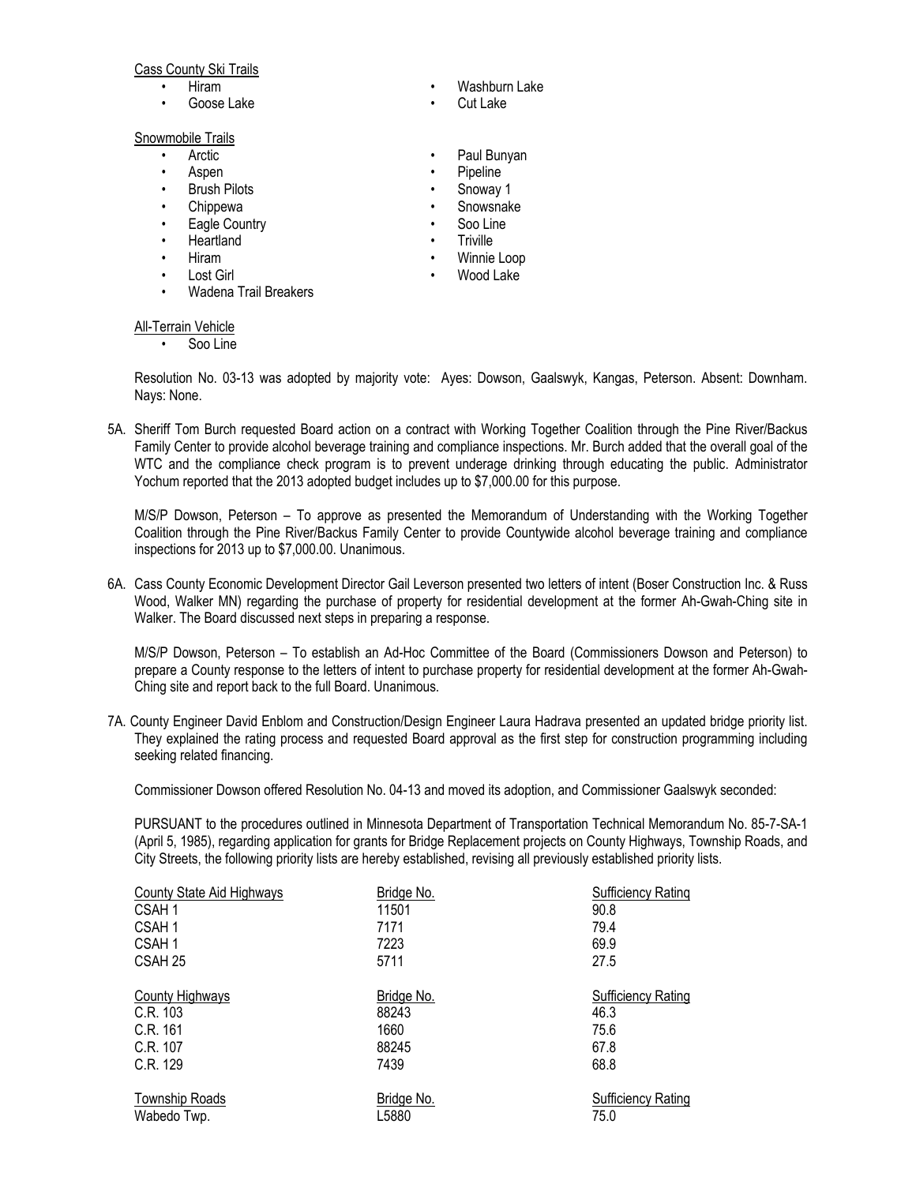Cass County Ski Trails

- Hiram
- Goose Lake
- Washburn Lake
- Cut Lake

Snowmobile Trails

- Arctic
- Aspen
- Brush Pilots
- Chippewa
- Eagle Country
- Heartland
- Hiram
- Lost Girl
- Wadena Trail Breakers
- Paul Bunyan
- Pipeline
- Snoway 1
- Snowsnake
- Soo Line
- Triville
- Winnie Loop
- Wood Lake

All-Terrain Vehicle

- Soo Line

Resolution No. 03-13 was adopted by majority vote: Ayes: Dowson, Gaalswyk, Kangas, Peterson. Absent: Downham. Nays: None.

5A. Sheriff Tom Burch requested Board action on a contract with Working Together Coalition through the Pine River/Backus Family Center to provide alcohol beverage training and compliance inspections. Mr. Burch added that the overall goal of the WTC and the compliance check program is to prevent underage drinking through educating the public. Administrator Yochum reported that the 2013 adopted budget includes up to $7,000.00 for this purpose.

M/S/P Dowson, Peterson – To approve as presented the Memorandum of Understanding with the Working Together Coalition through the Pine River/Backus Family Center to provide Countywide alcohol beverage training and compliance inspections for 2013 up to $7,000.00. Unanimous.

6A. Cass County Economic Development Director Gail Leverson presented two letters of intent (Boser Construction Inc. & Russ Wood, Walker MN) regarding the purchase of property for residential development at the former Ah-Gwah-Ching site in Walker. The Board discussed next steps in preparing a response.

M/S/P Dowson, Peterson – To establish an Ad-Hoc Committee of the Board (Commissioners Dowson and Peterson) to prepare a County response to the letters of intent to purchase property for residential development at the former Ah-Gwah-Ching site and report back to the full Board. Unanimous.

7A. County Engineer David Enblom and Construction/Design Engineer Laura Hadrava presented an updated bridge priority list. They explained the rating process and requested Board approval as the first step for construction programming including seeking related financing.

Commissioner Dowson offered Resolution No. 04-13 and moved its adoption, and Commissioner Gaalswyk seconded:

PURSUANT to the procedures outlined in Minnesota Department of Transportation Technical Memorandum No. 85-7-SA-1 (April 5, 1985), regarding application for grants for Bridge Replacement projects on County Highways, Township Roads, and City Streets, the following priority lists are hereby established, revising all previously established priority lists.

| County State Aid Highways | Bridge No. | Sufficiency Rating |
|---|---|---|
| CSAH 1 | 11501 | 90.8 |
| CSAH 1 | 7171 | 79.4 |
| CSAH 1 | 7223 | 69.9 |
| CSAH 25 | 5711 | 27.5 |

| County Highways | Bridge No. | Sufficiency Rating |
|---|---|---|
| C.R. 103 | 88243 | 46.3 |
| C.R. 161 | 1660 | 75.6 |
| C.R. 107 | 88245 | 67.8 |
| C.R. 129 | 7439 | 68.8 |

| Township Roads | Bridge No. | Sufficiency Rating |
|---|---|---|
| Wabedo Twp. | L5880 | 75.0 |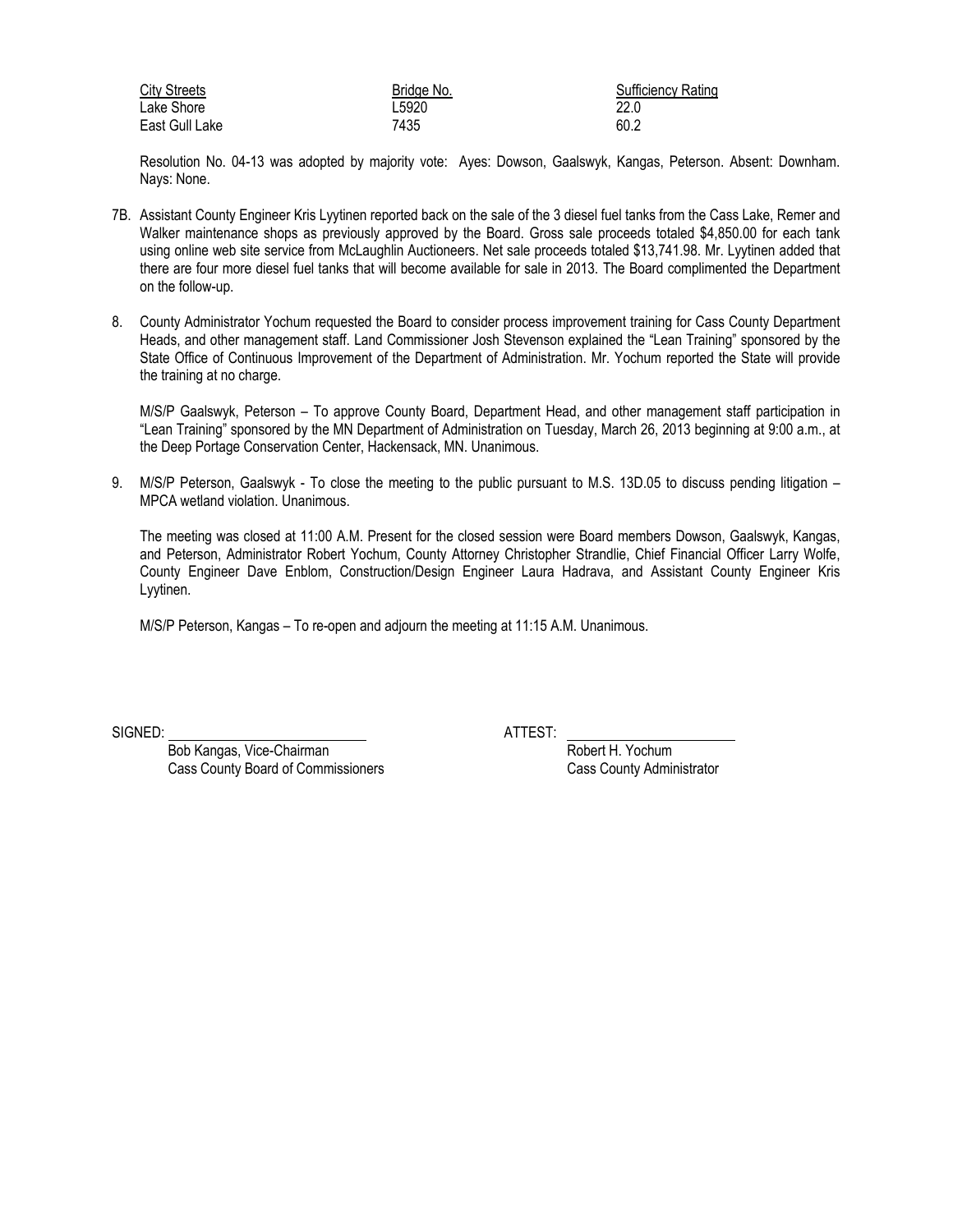| City Streets | Bridge No. | Sufficiency Rating |
| --- | --- | --- |
| Lake Shore | L5920 | 22.0 |
| East Gull Lake | 7435 | 60.2 |

Resolution No. 04-13 was adopted by majority vote: Ayes: Dowson, Gaalswyk, Kangas, Peterson. Absent: Downham. Nays: None.

7B. Assistant County Engineer Kris Lyytinen reported back on the sale of the 3 diesel fuel tanks from the Cass Lake, Remer and Walker maintenance shops as previously approved by the Board. Gross sale proceeds totaled $4,850.00 for each tank using online web site service from McLaughlin Auctioneers. Net sale proceeds totaled $13,741.98. Mr. Lyytinen added that there are four more diesel fuel tanks that will become available for sale in 2013. The Board complimented the Department on the follow-up.

8. County Administrator Yochum requested the Board to consider process improvement training for Cass County Department Heads, and other management staff. Land Commissioner Josh Stevenson explained the "Lean Training" sponsored by the State Office of Continuous Improvement of the Department of Administration. Mr. Yochum reported the State will provide the training at no charge.

   M/S/P Gaalswyk, Peterson – To approve County Board, Department Head, and other management staff participation in "Lean Training" sponsored by the MN Department of Administration on Tuesday, March 26, 2013 beginning at 9:00 a.m., at the Deep Portage Conservation Center, Hackensack, MN. Unanimous.

9. M/S/P Peterson, Gaalswyk - To close the meeting to the public pursuant to M.S. 13D.05 to discuss pending litigation – MPCA wetland violation. Unanimous.

   The meeting was closed at 11:00 A.M. Present for the closed session were Board members Dowson, Gaalswyk, Kangas, and Peterson, Administrator Robert Yochum, County Attorney Christopher Strandlie, Chief Financial Officer Larry Wolfe, County Engineer Dave Enblom, Construction/Design Engineer Laura Hadrava, and Assistant County Engineer Kris Lyytinen.

   M/S/P Peterson, Kangas – To re-open and adjourn the meeting at 11:15 A.M. Unanimous.

SIGNED: ____________________________

Bob Kangas, Vice-Chairman
Cass County Board of Commissioners

ATTEST: ________________________

Robert H. Yochum
Cass County Administrator